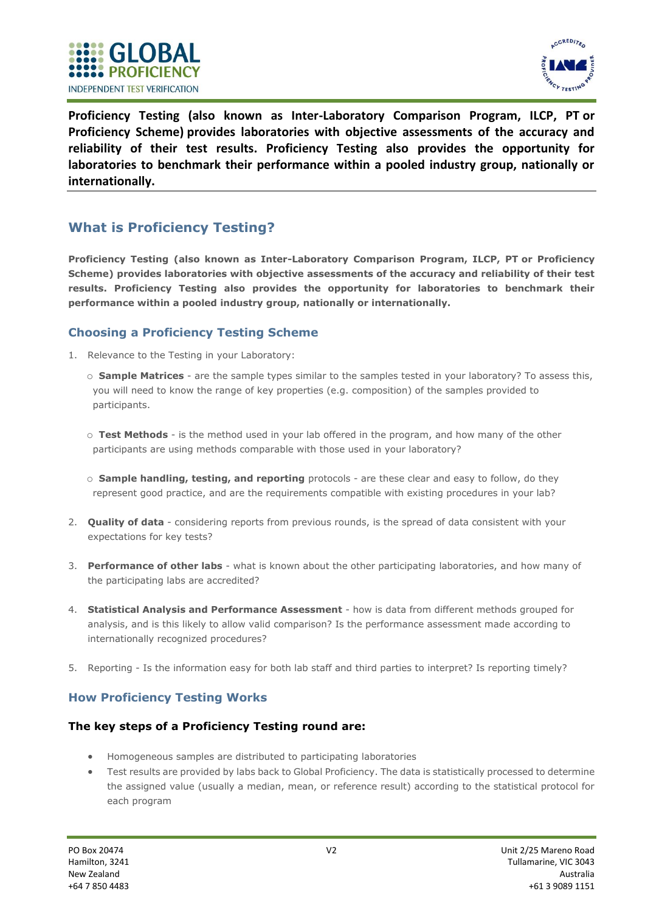**Proficiency Testing (also known as Inter-Laboratory Comparison Program, ILCP, PT or Proficiency Scheme) provides laboratories with objective assessments of the accuracy and reliability of their test results. Proficiency Testing also provides the opportunity for laboratories to benchmark their performance within a pooled industry group, nationally or internationally.**

## What is Proficiency Testing?

**Proficiency Testing (also known as Inter-Laboratory Comparison Program, ILCP, PT or Proficiency Scheme) provides laboratories with objective assessments of the accuracy and reliability of their test results. Proficiency Testing also provides the opportunity for laboratories to benchmark their performance within a pooled industry group, nationally or internationally.**

### Choosing a Proficiency Testing Scheme

1. Relevance to the Testing in your Laboratory:
   - **Sample Matrices** - are the sample types similar to the samples tested in your laboratory? To assess this, you will need to know the range of key properties (e.g. composition) of the samples provided to participants.
   - **Test Methods** - is the method used in your lab offered in the program, and how many of the other participants are using methods comparable with those used in your laboratory?
   - **Sample handling, testing, and reporting** protocols - are these clear and easy to follow, do they represent good practice, and are the requirements compatible with existing procedures in your lab?
2. **Quality of data** - considering reports from previous rounds, is the spread of data consistent with your expectations for key tests?
3. **Performance of other labs** - what is known about the other participating laboratories, and how many of the participating labs are accredited?
4. **Statistical Analysis and Performance Assessment** - how is data from different methods grouped for analysis, and is this likely to allow valid comparison? Is the performance assessment made according to internationally recognized procedures?
5. Reporting - Is the information easy for both lab staff and third parties to interpret? Is reporting timely?

### How Proficiency Testing Works

#### The key steps of a Proficiency Testing round are:

- Homogeneous samples are distributed to participating laboratories
- Test results are provided by labs back to Global Proficiency. The data is statistically processed to determine the assigned value (usually a median, mean, or reference result) according to the statistical protocol for each program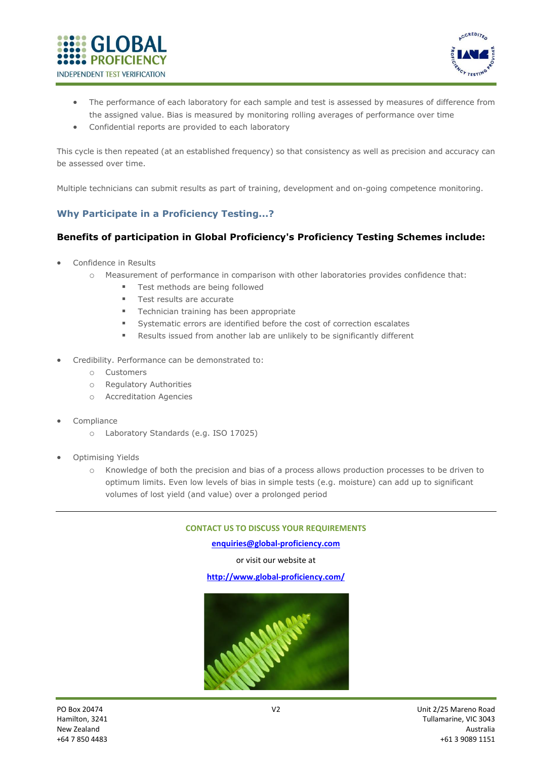- The performance of each laboratory for each sample and test is assessed by measures of difference from the assigned value. Bias is measured by monitoring rolling averages of performance over time
- Confidential reports are provided to each laboratory

This cycle is then repeated (at an established frequency) so that consistency as well as precision and accuracy can be assessed over time.

Multiple technicians can submit results as part of training, development and on-going competence monitoring.

## Why Participate in a Proficiency Testing...?

### Benefits of participation in Global Proficiency's Proficiency Testing Schemes include:

- Confidence in Results
  - Measurement of performance in comparison with other laboratories provides confidence that:
    - Test methods are being followed
    - Test results are accurate
    - Technician training has been appropriate
    - Systematic errors are identified before the cost of correction escalates
    - Results issued from another lab are unlikely to be significantly different

- Credibility. Performance can be demonstrated to:
  - Customers
  - Regulatory Authorities
  - Accreditation Agencies

- Compliance
  - Laboratory Standards (e.g. ISO 17025)

- Optimising Yields
  - Knowledge of both the precision and bias of a process allows production processes to be driven to optimum limits. Even low levels of bias in simple tests (e.g. moisture) can add up to significant volumes of lost yield (and value) over a prolonged period

---

**CONTACT US TO DISCUSS YOUR REQUIREMENTS**

**enquiries@global-proficiency.com**

or visit our website at

**http://www.global-proficiency.com/**

PO Box 20474
Hamilton, 3241
New Zealand
+64 7 850 4483

V2

Unit 2/25 Mareno Road
Tullamarine, VIC 3043
Australia
+61 3 9089 1151